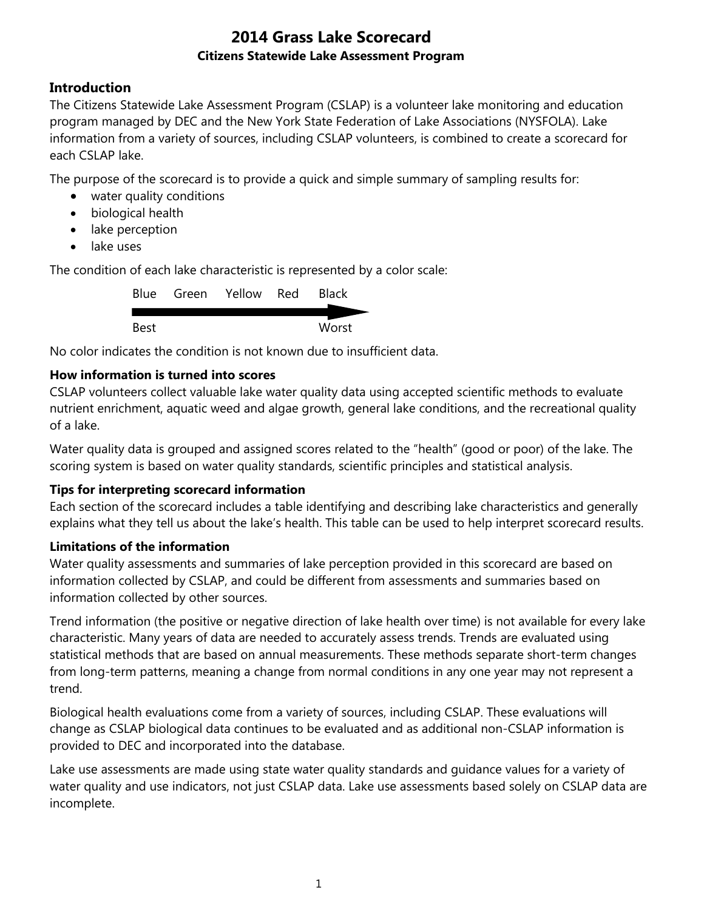# 2014 Grass Lake Scorecard

**Citizens Statewide Lake Assessment Program**

## Introduction

The Citizens Statewide Lake Assessment Program (CSLAP) is a volunteer lake monitoring and education program managed by DEC and the New York State Federation of Lake Associations (NYSFOLA). Lake information from a variety of sources, including CSLAP volunteers, is combined to create a scorecard for each CSLAP lake.

The purpose of the scorecard is to provide a quick and simple summary of sampling results for:

- water quality conditions
- biological health
- lake perception
- lake uses

The condition of each lake characteristic is represented by a color scale:

Blue Green Yellow Red Black

Best → Worst

No color indicates the condition is not known due to insufficient data.

### How information is turned into scores

CSLAP volunteers collect valuable lake water quality data using accepted scientific methods to evaluate nutrient enrichment, aquatic weed and algae growth, general lake conditions, and the recreational quality of a lake.

Water quality data is grouped and assigned scores related to the "health" (good or poor) of the lake. The scoring system is based on water quality standards, scientific principles and statistical analysis.

### Tips for interpreting scorecard information

Each section of the scorecard includes a table identifying and describing lake characteristics and generally explains what they tell us about the lake's health. This table can be used to help interpret scorecard results.

### Limitations of the information

Water quality assessments and summaries of lake perception provided in this scorecard are based on information collected by CSLAP, and could be different from assessments and summaries based on information collected by other sources.

Trend information (the positive or negative direction of lake health over time) is not available for every lake characteristic. Many years of data are needed to accurately assess trends. Trends are evaluated using statistical methods that are based on annual measurements. These methods separate short-term changes from long-term patterns, meaning a change from normal conditions in any one year may not represent a trend.

Biological health evaluations come from a variety of sources, including CSLAP. These evaluations will change as CSLAP biological data continues to be evaluated and as additional non-CSLAP information is provided to DEC and incorporated into the database.

Lake use assessments are made using state water quality standards and guidance values for a variety of water quality and use indicators, not just CSLAP data. Lake use assessments based solely on CSLAP data are incomplete.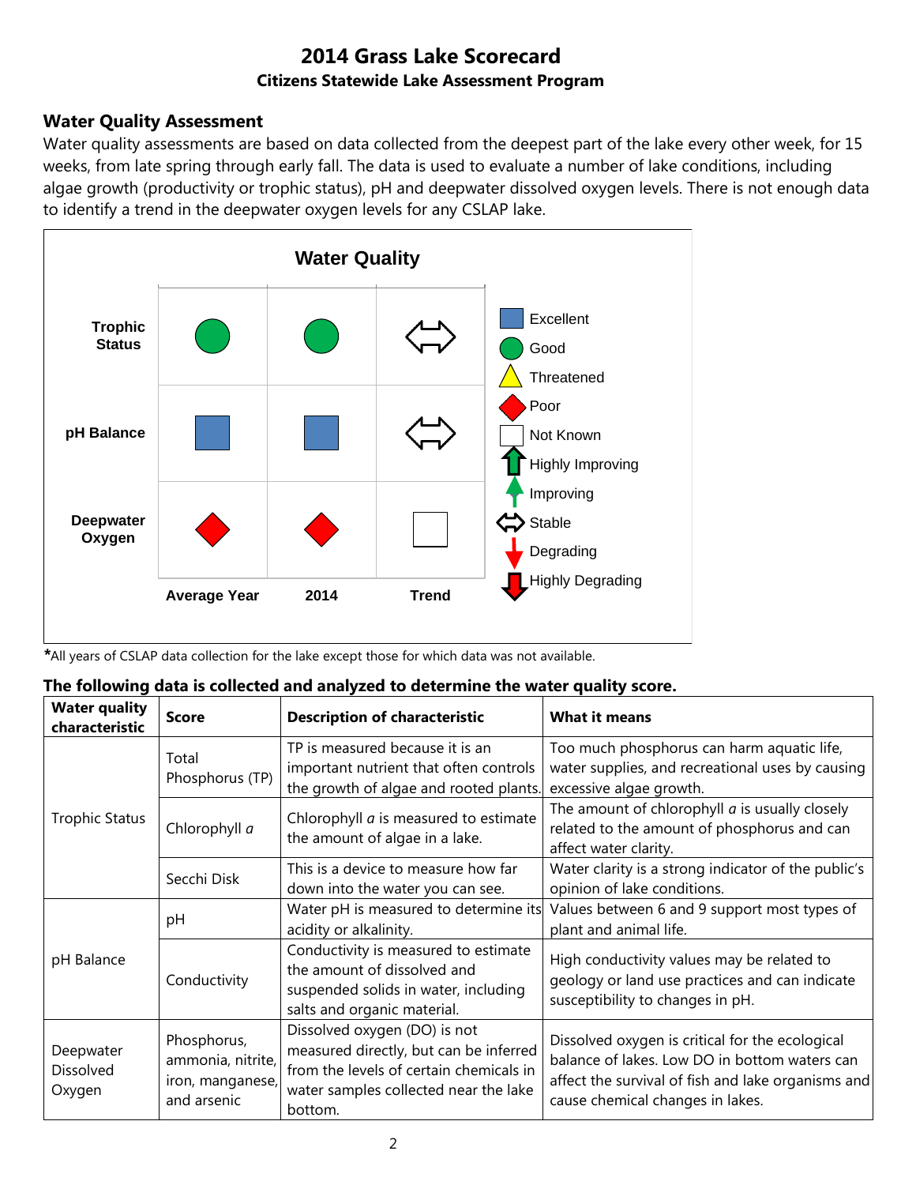# 2014 Grass Lake Scorecard

### Citizens Statewide Lake Assessment Program

## Water Quality Assessment

Water quality assessments are based on data collected from the deepest part of the lake every other week, for 15 weeks, from late spring through early fall. The data is used to evaluate a number of lake conditions, including algae growth (productivity or trophic status), pH and deepwater dissolved oxygen levels. There is not enough data to identify a trend in the deepwater oxygen levels for any CSLAP lake.

**Water Quality**

| | Average Year | 2014 | Trend |
|---|---|---|---|
| Trophic Status | Good | Good | Stable |
| pH Balance | Excellent | Excellent | Stable |
| Deepwater Oxygen | Poor | Poor | Not Known |

Legend: Excellent, Good, Threatened, Poor, Not Known, Highly Improving, Improving, Stable, Degrading, Highly Degrading

*All years of CSLAP data collection for the lake except those for which data was not available.

**The following data is collected and analyzed to determine the water quality score.**

| Water quality characteristic | Score | Description of characteristic | What it means |
|---|---|---|---|
| Trophic Status | Total Phosphorus (TP) | TP is measured because it is an important nutrient that often controls the growth of algae and rooted plants. | Too much phosphorus can harm aquatic life, water supplies, and recreational uses by causing excessive algae growth. |
| | Chlorophyll *a* | Chlorophyll *a* is measured to estimate the amount of algae in a lake. | The amount of chlorophyll *a* is usually closely related to the amount of phosphorus and can affect water clarity. |
| | Secchi Disk | This is a device to measure how far down into the water you can see. | Water clarity is a strong indicator of the public's opinion of lake conditions. |
| pH Balance | pH | Water pH is measured to determine its acidity or alkalinity. | Values between 6 and 9 support most types of plant and animal life. |
| | Conductivity | Conductivity is measured to estimate the amount of dissolved and suspended solids in water, including salts and organic material. | High conductivity values may be related to geology or land use practices and can indicate susceptibility to changes in pH. |
| Deepwater Dissolved Oxygen | Phosphorus, ammonia, nitrite, iron, manganese, and arsenic | Dissolved oxygen (DO) is not measured directly, but can be inferred from the levels of certain chemicals in water samples collected near the lake bottom. | Dissolved oxygen is critical for the ecological balance of lakes. Low DO in bottom waters can affect the survival of fish and lake organisms and cause chemical changes in lakes. |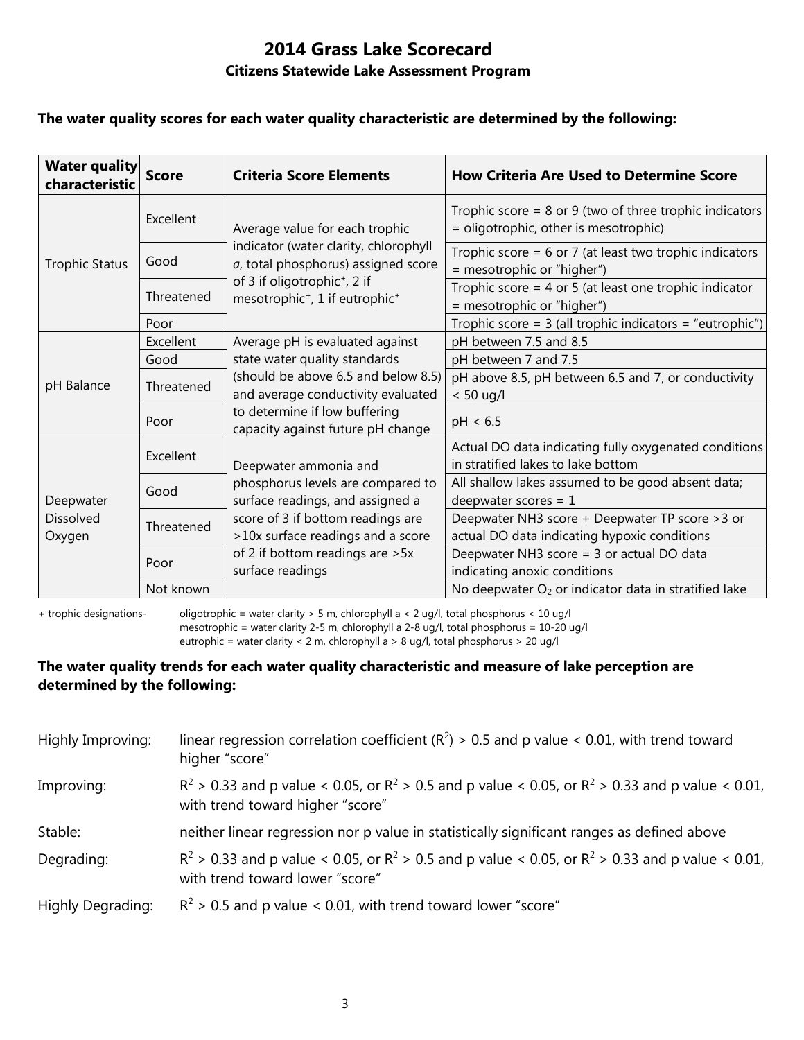# 2014 Grass Lake Scorecard

## Citizens Statewide Lake Assessment Program

**The water quality scores for each water quality characteristic are determined by the following:**

| Water quality characteristic | Score | Criteria Score Elements | How Criteria Are Used to Determine Score |
|---|---|---|---|
| Trophic Status | Excellent | Average value for each trophic indicator (water clarity, chlorophyll *a*, total phosphorus) assigned score of 3 if oligotrophic⁺, 2 if mesotrophic⁺, 1 if eutrophic⁺ | Trophic score = 8 or 9 (two of three trophic indicators = oligotrophic, other is mesotrophic) |
| | Good | | Trophic score = 6 or 7 (at least two trophic indicators = mesotrophic or "higher") |
| | Threatened | | Trophic score = 4 or 5 (at least one trophic indicator = mesotrophic or "higher") |
| | Poor | | Trophic score = 3 (all trophic indicators = "eutrophic") |
| pH Balance | Excellent | Average pH is evaluated against state water quality standards (should be above 6.5 and below 8.5) and average conductivity evaluated to determine if low buffering capacity against future pH change | pH between 7.5 and 8.5 |
| | Good | | pH between 7 and 7.5 |
| | Threatened | | pH above 8.5, pH between 6.5 and 7, or conductivity < 50 ug/l |
| | Poor | | pH < 6.5 |
| Deepwater Dissolved Oxygen | Excellent | Deepwater ammonia and phosphorus levels are compared to surface readings, and assigned a score of 3 if bottom readings are >10x surface readings and a score of 2 if bottom readings are >5x surface readings | Actual DO data indicating fully oxygenated conditions in stratified lakes to lake bottom |
| | Good | | All shallow lakes assumed to be good absent data; deepwater scores = 1 |
| | Threatened | | Deepwater NH3 score + Deepwater TP score >3 or actual DO data indicating hypoxic conditions |
| | Poor | | Deepwater NH3 score = 3 or actual DO data indicating anoxic conditions |
| | Not known | | No deepwater $O_2$ or indicator data in stratified lake |

**+** trophic designations-
oligotrophic = water clarity > 5 m, chlorophyll a < 2 ug/l, total phosphorus < 10 ug/l
mesotrophic = water clarity 2-5 m, chlorophyll a 2-8 ug/l, total phosphorus = 10-20 ug/l
eutrophic = water clarity < 2 m, chlorophyll a > 8 ug/l, total phosphorus > 20 ug/l

**The water quality trends for each water quality characteristic and measure of lake perception are determined by the following:**

Highly Improving: linear regression correlation coefficient ($R^2$) > 0.5 and p value < 0.01, with trend toward higher "score"

Improving: $R^2$ > 0.33 and p value < 0.05, or $R^2$ > 0.5 and p value < 0.05, or $R^2$ > 0.33 and p value < 0.01, with trend toward higher "score"

Stable: neither linear regression nor p value in statistically significant ranges as defined above

Degrading: $R^2$ > 0.33 and p value < 0.05, or $R^2$ > 0.5 and p value < 0.05, or $R^2$ > 0.33 and p value < 0.01, with trend toward lower "score"

Highly Degrading: $R^2$ > 0.5 and p value < 0.01, with trend toward lower "score"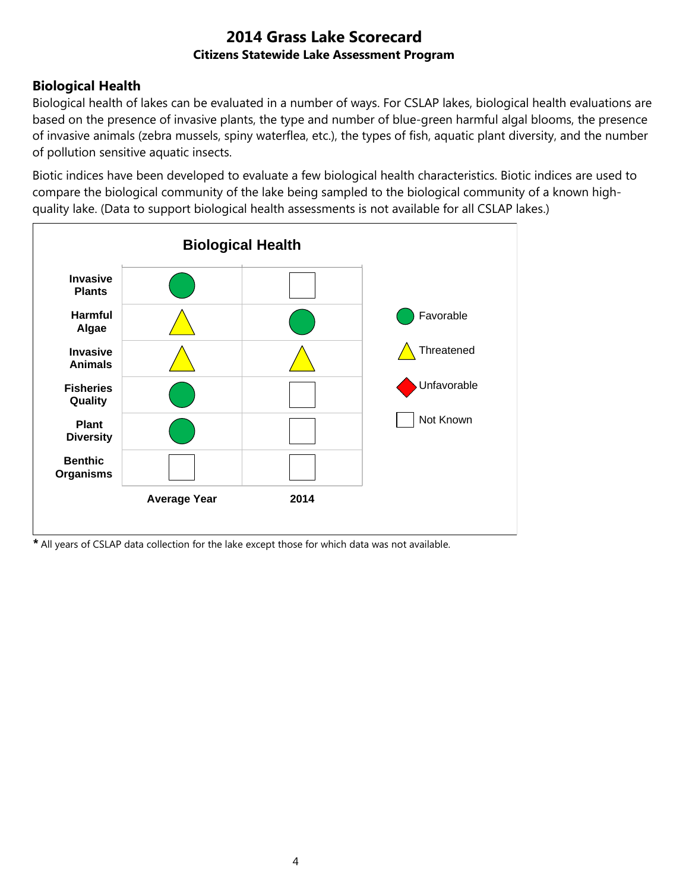# 2014 Grass Lake Scorecard

**Citizens Statewide Lake Assessment Program**

## Biological Health

Biological health of lakes can be evaluated in a number of ways. For CSLAP lakes, biological health evaluations are based on the presence of invasive plants, the type and number of blue-green harmful algal blooms, the presence of invasive animals (zebra mussels, spiny waterflea, etc.), the types of fish, aquatic plant diversity, and the number of pollution sensitive aquatic insects.

Biotic indices have been developed to evaluate a few biological health characteristics. Biotic indices are used to compare the biological community of the lake being sampled to the biological community of a known high-quality lake. (Data to support biological health assessments is not available for all CSLAP lakes.)

**Biological Health**

| | Average Year | 2014 |
|---|---|---|
| **Invasive Plants** | Favorable | Not Known |
| **Harmful Algae** | Threatened | Favorable |
| **Invasive Animals** | Threatened | Threatened |
| **Fisheries Quality** | Favorable | Not Known |
| **Plant Diversity** | Favorable | Not Known |
| **Benthic Organisms** | Not Known | Not Known |

Legend: Favorable (green circle), Threatened (yellow triangle), Unfavorable (red diamond), Not Known (empty square)

**\*** All years of CSLAP data collection for the lake except those for which data was not available.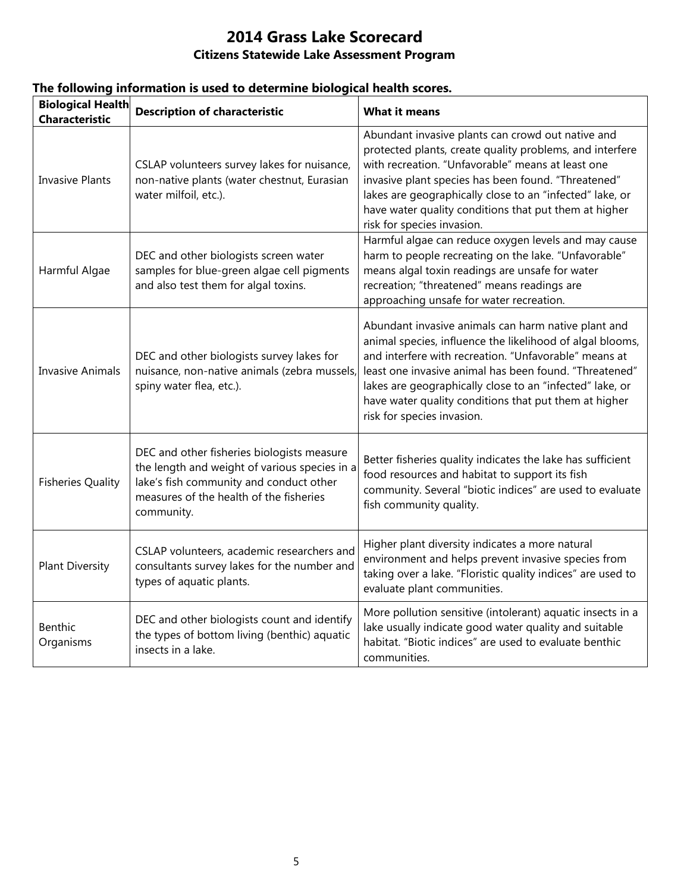# 2014 Grass Lake Scorecard

## Citizens Statewide Lake Assessment Program

**The following information is used to determine biological health scores.**

| Biological Health Characteristic | Description of characteristic | What it means |
|---|---|---|
| Invasive Plants | CSLAP volunteers survey lakes for nuisance, non-native plants (water chestnut, Eurasian water milfoil, etc.). | Abundant invasive plants can crowd out native and protected plants, create quality problems, and interfere with recreation. "Unfavorable" means at least one invasive plant species has been found. "Threatened" lakes are geographically close to an "infected" lake, or have water quality conditions that put them at higher risk for species invasion. |
| Harmful Algae | DEC and other biologists screen water samples for blue-green algae cell pigments and also test them for algal toxins. | Harmful algae can reduce oxygen levels and may cause harm to people recreating on the lake. "Unfavorable" means algal toxin readings are unsafe for water recreation; "threatened" means readings are approaching unsafe for water recreation. |
| Invasive Animals | DEC and other biologists survey lakes for nuisance, non-native animals (zebra mussels, spiny water flea, etc.). | Abundant invasive animals can harm native plant and animal species, influence the likelihood of algal blooms, and interfere with recreation. "Unfavorable" means at least one invasive animal has been found. "Threatened" lakes are geographically close to an "infected" lake, or have water quality conditions that put them at higher risk for species invasion. |
| Fisheries Quality | DEC and other fisheries biologists measure the length and weight of various species in a lake's fish community and conduct other measures of the health of the fisheries community. | Better fisheries quality indicates the lake has sufficient food resources and habitat to support its fish community. Several "biotic indices" are used to evaluate fish community quality. |
| Plant Diversity | CSLAP volunteers, academic researchers and consultants survey lakes for the number and types of aquatic plants. | Higher plant diversity indicates a more natural environment and helps prevent invasive species from taking over a lake. "Floristic quality indices" are used to evaluate plant communities. |
| Benthic Organisms | DEC and other biologists count and identify the types of bottom living (benthic) aquatic insects in a lake. | More pollution sensitive (intolerant) aquatic insects in a lake usually indicate good water quality and suitable habitat. "Biotic indices" are used to evaluate benthic communities. |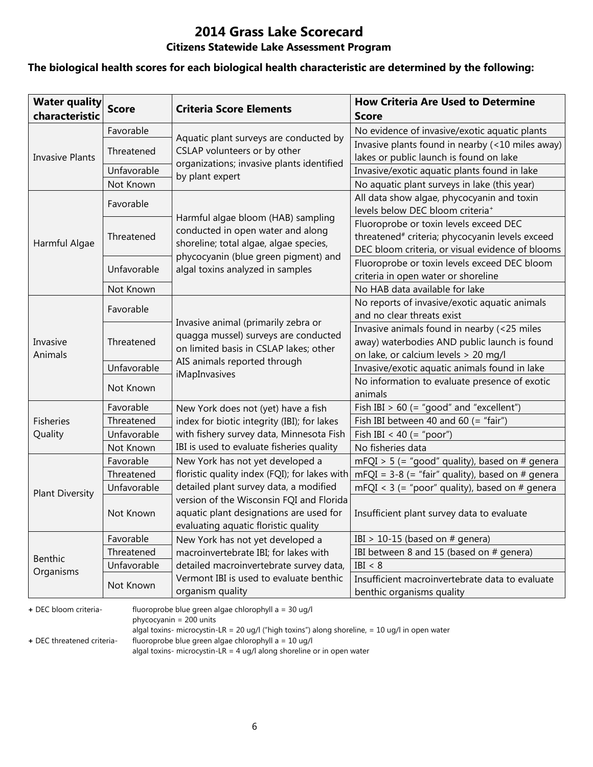# 2014 Grass Lake Scorecard

## Citizens Statewide Lake Assessment Program

**The biological health scores for each biological health characteristic are determined by the following:**

| Water quality characteristic | Score | Criteria Score Elements | How Criteria Are Used to Determine Score |
|---|---|---|---|
| Invasive Plants | Favorable | Aquatic plant surveys are conducted by CSLAP volunteers or by other organizations; invasive plants identified by plant expert | No evidence of invasive/exotic aquatic plants |
| | Threatened | | Invasive plants found in nearby (<10 miles away) lakes or public launch is found on lake |
| | Unfavorable | | Invasive/exotic aquatic plants found in lake |
| | Not Known | | No aquatic plant surveys in lake (this year) |
| Harmful Algae | Favorable | Harmful algae bloom (HAB) sampling conducted in open water and along shoreline; total algae, algae species, phycocyanin (blue green pigment) and algal toxins analyzed in samples | All data show algae, phycocyanin and toxin levels below DEC bloom criteria+ |
| | Threatened | | Fluoroprobe or toxin levels exceed DEC threatened# criteria; phycocyanin levels exceed DEC bloom criteria, or visual evidence of blooms |
| | Unfavorable | | Fluoroprobe or toxin levels exceed DEC bloom criteria in open water or shoreline |
| | Not Known | | No HAB data available for lake |
| Invasive Animals | Favorable | Invasive animal (primarily zebra or quagga mussel) surveys are conducted on limited basis in CSLAP lakes; other AIS animals reported through iMapInvasives | No reports of invasive/exotic aquatic animals and no clear threats exist |
| | Threatened | | Invasive animals found in nearby (<25 miles away) waterbodies AND public launch is found on lake, or calcium levels > 20 mg/l |
| | Unfavorable | | Invasive/exotic aquatic animals found in lake |
| | Not Known | | No information to evaluate presence of exotic animals |
| Fisheries Quality | Favorable | New York does not (yet) have a fish index for biotic integrity (IBI); for lakes with fishery survey data, Minnesota Fish IBI is used to evaluate fisheries quality | Fish IBI > 60 (= "good" and "excellent") |
| | Threatened | | Fish IBI between 40 and 60 (= "fair") |
| | Unfavorable | | Fish IBI < 40 (= "poor") |
| | Not Known | | No fisheries data |
| Plant Diversity | Favorable | New York has not yet developed a floristic quality index (FQI); for lakes with detailed plant survey data, a modified version of the Wisconsin FQI and Florida aquatic plant designations are used for evaluating aquatic floristic quality | mFQI > 5 (= "good" quality), based on # genera |
| | Threatened | | mFQI = 3-8 (= "fair" quality), based on # genera |
| | Unfavorable | | mFQI < 3 (= "poor" quality), based on # genera |
| | Not Known | | Insufficient plant survey data to evaluate |
| Benthic Organisms | Favorable | New York has not yet developed a macroinvertebrate IBI; for lakes with detailed macroinvertebrate survey data, Vermont IBI is used to evaluate benthic organism quality | IBI > 10-15 (based on # genera) |
| | Threatened | | IBI between 8 and 15 (based on # genera) |
| | Unfavorable | | IBI < 8 |
| | Not Known | | Insufficient macroinvertebrate data to evaluate benthic organisms quality |

\+ DEC bloom criteria- fluoroprobe blue green algae chlorophyll a = 30 ug/l
phycocyanin = 200 units
algal toxins- microcystin-LR = 20 ug/l ("high toxins") along shoreline, = 10 ug/l in open water

\+ DEC threatened criteria- fluoroprobe blue green algae chlorophyll a = 10 ug/l
algal toxins- microcystin-LR = 4 ug/l along shoreline or in open water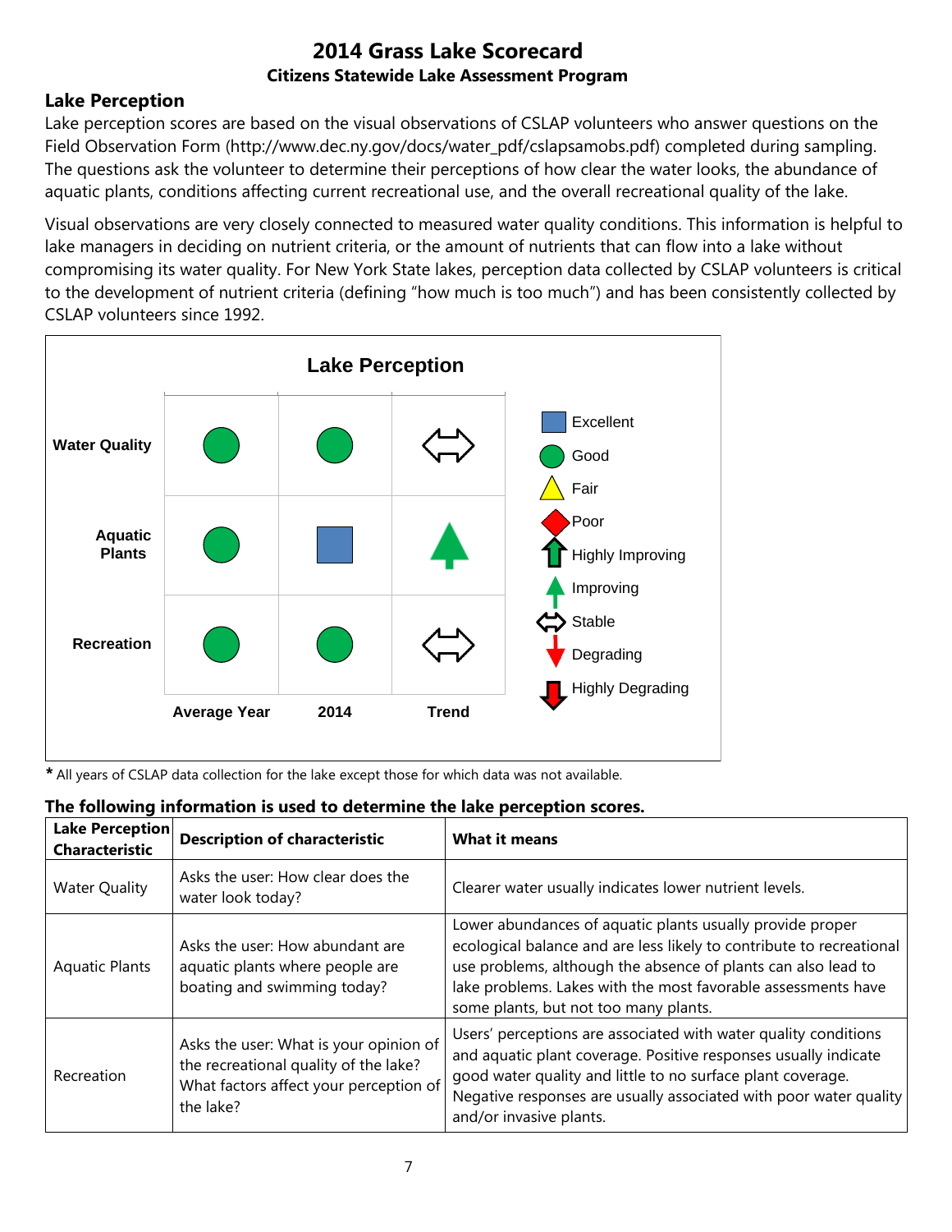# 2014 Grass Lake Scorecard

### Citizens Statewide Lake Assessment Program

## Lake Perception

Lake perception scores are based on the visual observations of CSLAP volunteers who answer questions on the Field Observation Form (http://www.dec.ny.gov/docs/water_pdf/cslapsamobs.pdf) completed during sampling. The questions ask the volunteer to determine their perceptions of how clear the water looks, the abundance of aquatic plants, conditions affecting current recreational use, and the overall recreational quality of the lake.

Visual observations are very closely connected to measured water quality conditions. This information is helpful to lake managers in deciding on nutrient criteria, or the amount of nutrients that can flow into a lake without compromising its water quality. For New York State lakes, perception data collected by CSLAP volunteers is critical to the development of nutrient criteria (defining "how much is too much") and has been consistently collected by CSLAP volunteers since 1992.

**Lake Perception**

| | Average Year | 2014 | Trend |
|---|---|---|---|
| **Water Quality** | Good | Good | Stable |
| **Aquatic Plants** | Good | Excellent | Improving |
| **Recreation** | Good | Good | Stable |

Legend: Excellent, Good, Fair, Poor, Highly Improving, Improving, Stable, Degrading, Highly Degrading

**\*** All years of CSLAP data collection for the lake except those for which data was not available.

**The following information is used to determine the lake perception scores.**

| Lake Perception Characteristic | Description of characteristic | What it means |
|---|---|---|
| Water Quality | Asks the user: How clear does the water look today? | Clearer water usually indicates lower nutrient levels. |
| Aquatic Plants | Asks the user: How abundant are aquatic plants where people are boating and swimming today? | Lower abundances of aquatic plants usually provide proper ecological balance and are less likely to contribute to recreational use problems, although the absence of plants can also lead to lake problems. Lakes with the most favorable assessments have some plants, but not too many plants. |
| Recreation | Asks the user: What is your opinion of the recreational quality of the lake? What factors affect your perception of the lake? | Users' perceptions are associated with water quality conditions and aquatic plant coverage. Positive responses usually indicate good water quality and little to no surface plant coverage. Negative responses are usually associated with poor water quality and/or invasive plants. |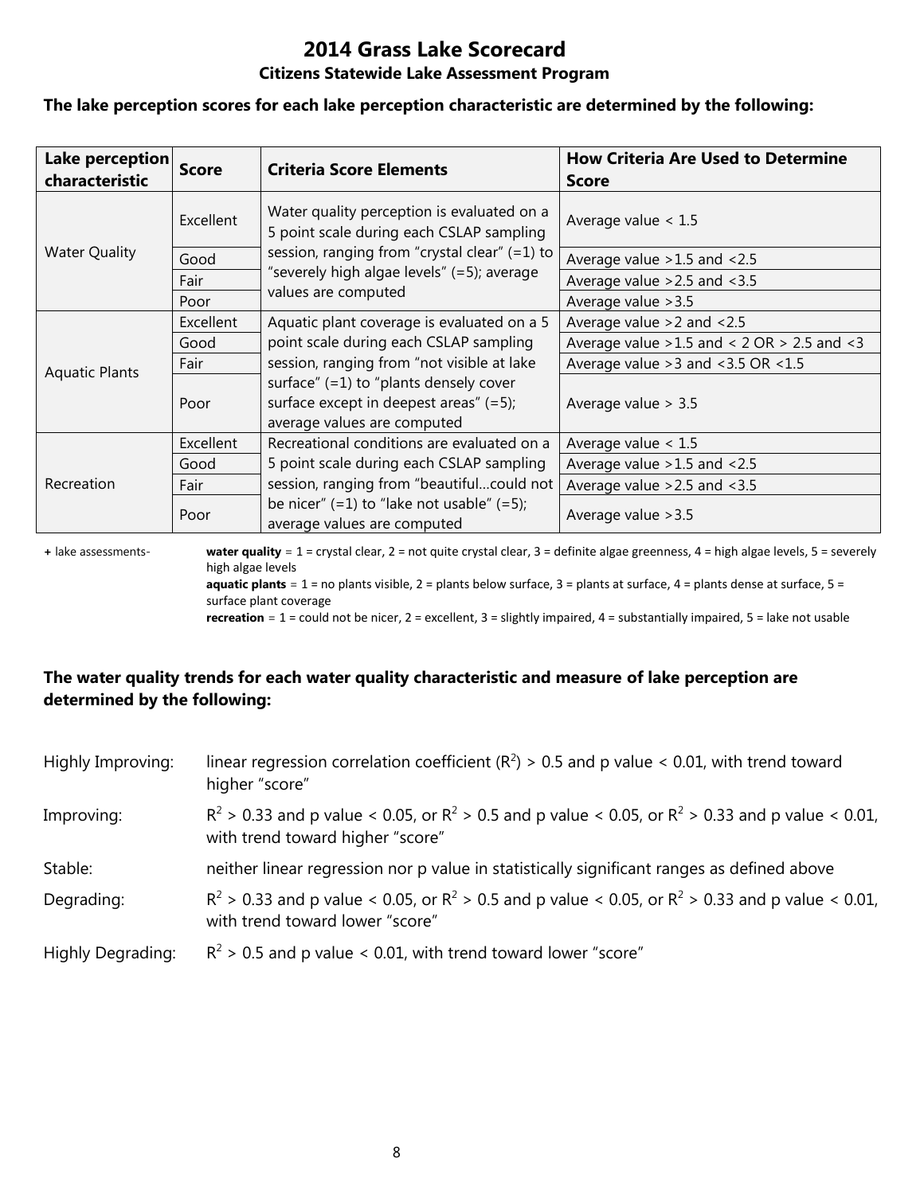# 2014 Grass Lake Scorecard

## Citizens Statewide Lake Assessment Program

**The lake perception scores for each lake perception characteristic are determined by the following:**

| Lake perception characteristic | Score | Criteria Score Elements | How Criteria Are Used to Determine Score |
|---|---|---|---|
| Water Quality | Excellent | Water quality perception is evaluated on a 5 point scale during each CSLAP sampling session, ranging from "crystal clear" (=1) to "severely high algae levels" (=5); average values are computed | Average value < 1.5 |
| | Good | | Average value >1.5 and <2.5 |
| | Fair | | Average value >2.5 and <3.5 |
| | Poor | | Average value >3.5 |
| Aquatic Plants | Excellent | Aquatic plant coverage is evaluated on a 5 point scale during each CSLAP sampling session, ranging from "not visible at lake surface" (=1) to "plants densely cover surface except in deepest areas" (=5); average values are computed | Average value >2 and <2.5 |
| | Good | | Average value >1.5 and < 2 OR > 2.5 and <3 |
| | Fair | | Average value >3 and <3.5 OR <1.5 |
| | Poor | | Average value > 3.5 |
| Recreation | Excellent | Recreational conditions are evaluated on a 5 point scale during each CSLAP sampling session, ranging from "beautiful…could not be nicer" (=1) to "lake not usable" (=5); average values are computed | Average value < 1.5 |
| | Good | | Average value >1.5 and <2.5 |
| | Fair | | Average value >2.5 and <3.5 |
| | Poor | | Average value >3.5 |

+ lake assessments- **water quality** = 1 = crystal clear, 2 = not quite crystal clear, 3 = definite algae greenness, 4 = high algae levels, 5 = severely high algae levels
**aquatic plants** = 1 = no plants visible, 2 = plants below surface, 3 = plants at surface, 4 = plants dense at surface, 5 = surface plant coverage
**recreation** = 1 = could not be nicer, 2 = excellent, 3 = slightly impaired, 4 = substantially impaired, 5 = lake not usable

**The water quality trends for each water quality characteristic and measure of lake perception are determined by the following:**

Highly Improving: linear regression correlation coefficient ($R^2$) > 0.5 and p value < 0.01, with trend toward higher "score"

Improving: $R^2$ > 0.33 and p value < 0.05, or $R^2$ > 0.5 and p value < 0.05, or $R^2$ > 0.33 and p value < 0.01, with trend toward higher "score"

Stable: neither linear regression nor p value in statistically significant ranges as defined above

Degrading: $R^2$ > 0.33 and p value < 0.05, or $R^2$ > 0.5 and p value < 0.05, or $R^2$ > 0.33 and p value < 0.01, with trend toward lower "score"

Highly Degrading: $R^2$ > 0.5 and p value < 0.01, with trend toward lower "score"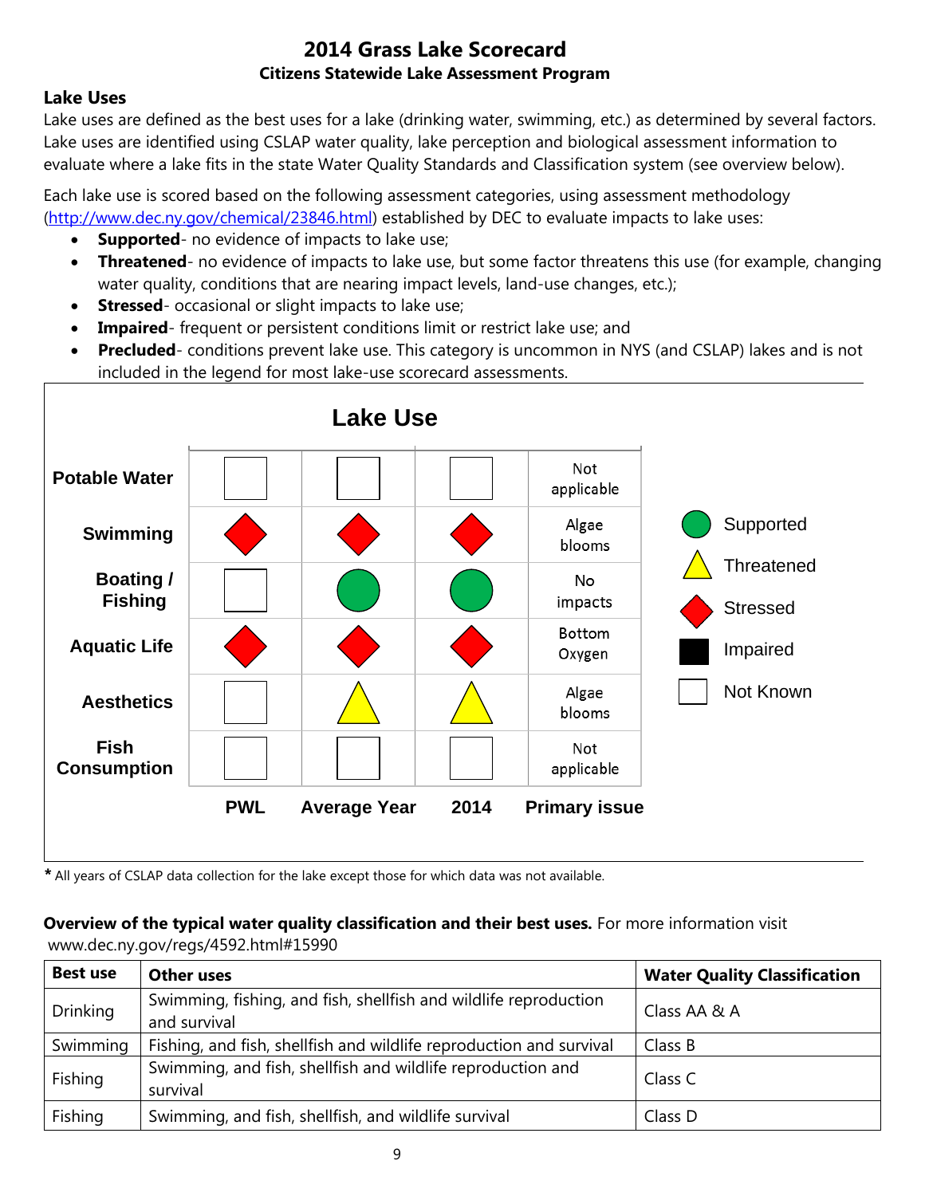# 2014 Grass Lake Scorecard

### Citizens Statewide Lake Assessment Program

### Lake Uses

Lake uses are defined as the best uses for a lake (drinking water, swimming, etc.) as determined by several factors. Lake uses are identified using CSLAP water quality, lake perception and biological assessment information to evaluate where a lake fits in the state Water Quality Standards and Classification system (see overview below).

Each lake use is scored based on the following assessment categories, using assessment methodology (http://www.dec.ny.gov/chemical/23846.html) established by DEC to evaluate impacts to lake uses:

- **Supported**- no evidence of impacts to lake use;
- **Threatened**- no evidence of impacts to lake use, but some factor threatens this use (for example, changing water quality, conditions that are nearing impact levels, land-use changes, etc.);
- **Stressed**- occasional or slight impacts to lake use;
- **Impaired**- frequent or persistent conditions limit or restrict lake use; and
- **Precluded**- conditions prevent lake use. This category is uncommon in NYS (and CSLAP) lakes and is not included in the legend for most lake-use scorecard assessments.

**Lake Use**

| | PWL | Average Year | 2014 | Primary issue |
|---|---|---|---|---|
| Potable Water | Not Known | Not Known | Not Known | Not applicable |
| Swimming | Stressed | Stressed | Stressed | Algae blooms |
| Boating / Fishing | Not Known | Supported | Supported | No impacts |
| Aquatic Life | Stressed | Stressed | Stressed | Bottom Oxygen |
| Aesthetics | Not Known | Threatened | Threatened | Algae blooms |
| Fish Consumption | Not Known | Not Known | Not Known | Not applicable |

Legend: Supported; Threatened; Stressed; Impaired; Not Known

**\*** All years of CSLAP data collection for the lake except those for which data was not available.

**Overview of the typical water quality classification and their best uses.** For more information visit www.dec.ny.gov/regs/4592.html#15990

| Best use | Other uses | Water Quality Classification |
|---|---|---|
| Drinking | Swimming, fishing, and fish, shellfish and wildlife reproduction and survival | Class AA & A |
| Swimming | Fishing, and fish, shellfish and wildlife reproduction and survival | Class B |
| Fishing | Swimming, and fish, shellfish and wildlife reproduction and survival | Class C |
| Fishing | Swimming, and fish, shellfish, and wildlife survival | Class D |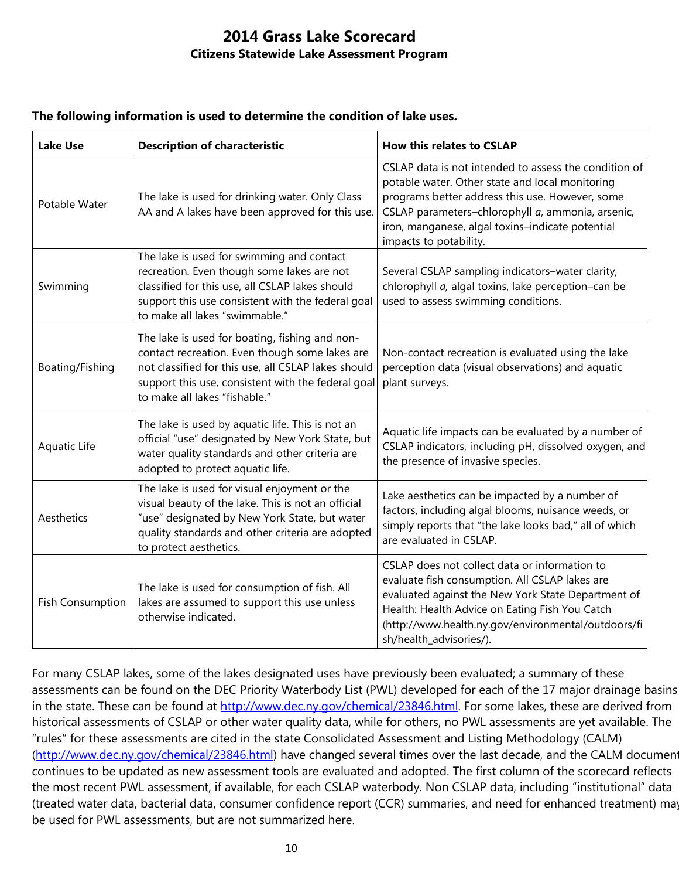# 2014 Grass Lake Scorecard

## Citizens Statewide Lake Assessment Program

**The following information is used to determine the condition of lake uses.**

| Lake Use | Description of characteristic | How this relates to CSLAP |
|---|---|---|
| Potable Water | The lake is used for drinking water. Only Class AA and A lakes have been approved for this use. | CSLAP data is not intended to assess the condition of potable water. Other state and local monitoring programs better address this use. However, some CSLAP parameters–chlorophyll *a*, ammonia, arsenic, iron, manganese, algal toxins–indicate potential impacts to potability. |
| Swimming | The lake is used for swimming and contact recreation. Even though some lakes are not classified for this use, all CSLAP lakes should support this use consistent with the federal goal to make all lakes "swimmable." | Several CSLAP sampling indicators–water clarity, chlorophyll *a,* algal toxins, lake perception–can be used to assess swimming conditions. |
| Boating/Fishing | The lake is used for boating, fishing and non-contact recreation. Even though some lakes are not classified for this use, all CSLAP lakes should support this use, consistent with the federal goal to make all lakes "fishable." | Non-contact recreation is evaluated using the lake perception data (visual observations) and aquatic plant surveys. |
| Aquatic Life | The lake is used by aquatic life. This is not an official "use" designated by New York State, but water quality standards and other criteria are adopted to protect aquatic life. | Aquatic life impacts can be evaluated by a number of CSLAP indicators, including pH, dissolved oxygen, and the presence of invasive species. |
| Aesthetics | The lake is used for visual enjoyment or the visual beauty of the lake. This is not an official "use" designated by New York State, but water quality standards and other criteria are adopted to protect aesthetics. | Lake aesthetics can be impacted by a number of factors, including algal blooms, nuisance weeds, or simply reports that "the lake looks bad," all of which are evaluated in CSLAP. |
| Fish Consumption | The lake is used for consumption of fish. All lakes are assumed to support this use unless otherwise indicated. | CSLAP does not collect data or information to evaluate fish consumption. All CSLAP lakes are evaluated against the New York State Department of Health: Health Advice on Eating Fish You Catch (http://www.health.ny.gov/environmental/outdoors/fish/health_advisories/). |

For many CSLAP lakes, some of the lakes designated uses have previously been evaluated; a summary of these assessments can be found on the DEC Priority Waterbody List (PWL) developed for each of the 17 major drainage basins in the state. These can be found at [http://www.dec.ny.gov/chemical/23846.html](http://www.dec.ny.gov/chemical/23846.html). For some lakes, these are derived from historical assessments of CSLAP or other water quality data, while for others, no PWL assessments are yet available. The "rules" for these assessments are cited in the state Consolidated Assessment and Listing Methodology (CALM) ([http://www.dec.ny.gov/chemical/23846.html](http://www.dec.ny.gov/chemical/23846.html)) have changed several times over the last decade, and the CALM document continues to be updated as new assessment tools are evaluated and adopted. The first column of the scorecard reflects the most recent PWL assessment, if available, for each CSLAP waterbody. Non CSLAP data, including "institutional" data (treated water data, bacterial data, consumer confidence report (CCR) summaries, and need for enhanced treatment) may be used for PWL assessments, but are not summarized here.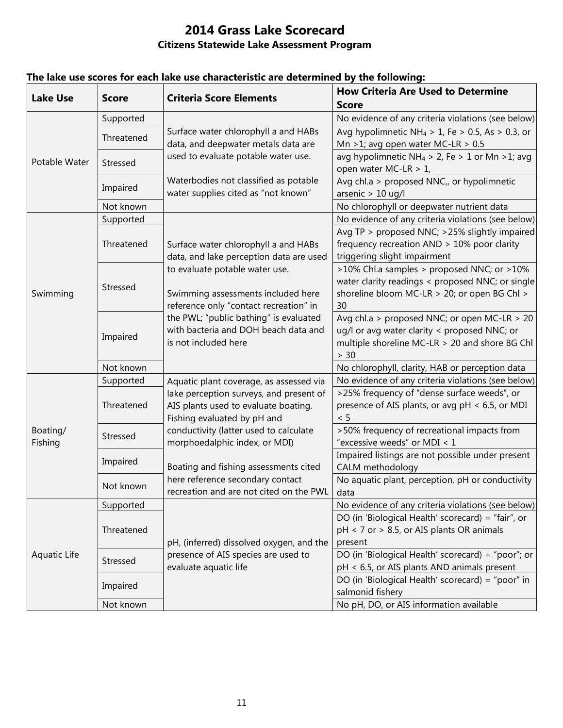# 2014 Grass Lake Scorecard

## Citizens Statewide Lake Assessment Program

**The lake use scores for each lake use characteristic are determined by the following:**

| Lake Use | Score | Criteria Score Elements | How Criteria Are Used to Determine Score |
|---|---|---|---|
| Potable Water | Supported | Surface water chlorophyll a and HABs data, and deepwater metals data are used to evaluate potable water use.<br><br>Waterbodies not classified as potable water supplies cited as "not known" | No evidence of any criteria violations (see below) |
| | Threatened | | Avg hypolimnetic $NH_4$ > 1, Fe > 0.5, As > 0.3, or Mn >1; avg open water MC-LR > 0.5 |
| | Stressed | | avg hypolimnetic $NH_4$ > 2, Fe > 1 or Mn >1; avg open water MC-LR > 1, |
| | Impaired | | Avg chl.a > proposed NNC,, or hypolimnetic arsenic > 10 ug/l |
| | Not known | | No chlorophyll or deepwater nutrient data |
| Swimming | Supported | Surface water chlorophyll a and HABs data, and lake perception data are used to evaluate potable water use.<br><br>Swimming assessments included here reference only "contact recreation" in the PWL; "public bathing" is evaluated with bacteria and DOH beach data and is not included here | No evidence of any criteria violations (see below) |
| | Threatened | | Avg TP > proposed NNC; >25% slightly impaired frequency recreation AND > 10% poor clarity triggering slight impairment |
| | Stressed | | >10% Chl.a samples > proposed NNC; or >10% water clarity readings < proposed NNC; or single shoreline bloom MC-LR > 20; or open BG Chl > 30 |
| | Impaired | | Avg chl.a > proposed NNC; or open MC-LR > 20 ug/l or avg water clarity < proposed NNC; or multiple shoreline MC-LR > 20 and shore BG Chl > 30 |
| | Not known | | No chlorophyll, clarity, HAB or perception data |
| Boating/ Fishing | Supported | Aquatic plant coverage, as assessed via lake perception surveys, and present of AIS plants used to evaluate boating. Fishing evaluated by pH and conductivity (latter used to calculate morphoedalphic index, or MDI)<br><br>Boating and fishing assessments cited here reference secondary contact recreation and are not cited on the PWL | No evidence of any criteria violations (see below) |
| | Threatened | | >25% frequency of "dense surface weeds", or presence of AIS plants, or avg pH < 6.5, or MDI < 5 |
| | Stressed | | >50% frequency of recreational impacts from "excessive weeds" or MDI < 1 |
| | Impaired | | Impaired listings are not possible under present CALM methodology |
| | Not known | | No aquatic plant, perception, pH or conductivity data |
| Aquatic Life | Supported | pH, (inferred) dissolved oxygen, and the presence of AIS species are used to evaluate aquatic life | No evidence of any criteria violations (see below) |
| | Threatened | | DO (in 'Biological Health' scorecard) = "fair", or pH < 7 or > 8.5, or AIS plants OR animals present |
| | Stressed | | DO (in 'Biological Health' scorecard) = "poor"; or pH < 6.5, or AIS plants AND animals present |
| | Impaired | | DO (in 'Biological Health' scorecard) = "poor" in salmonid fishery |
| | Not known | | No pH, DO, or AIS information available |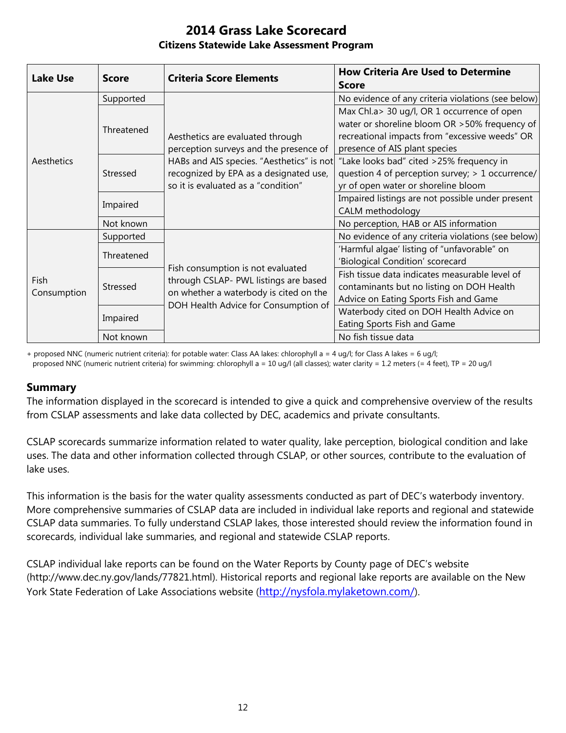# 2014 Grass Lake Scorecard

### Citizens Statewide Lake Assessment Program

| Lake Use | Score | Criteria Score Elements | How Criteria Are Used to Determine Score |
|---|---|---|---|
| Aesthetics | Supported | Aesthetics are evaluated through perception surveys and the presence of HABs and AIS species. "Aesthetics" is not recognized by EPA as a designated use, so it is evaluated as a "condition" | No evidence of any criteria violations (see below) |
| | Threatened | | Max Chl.a> 30 ug/l, OR 1 occurrence of open water or shoreline bloom OR >50% frequency of recreational impacts from "excessive weeds" OR presence of AIS plant species |
| | Stressed | | "Lake looks bad" cited >25% frequency in question 4 of perception survey; > 1 occurrence/ yr of open water or shoreline bloom |
| | Impaired | | Impaired listings are not possible under present CALM methodology |
| | Not known | | No perception, HAB or AIS information |
| Fish Consumption | Supported | Fish consumption is not evaluated through CSLAP- PWL listings are based on whether a waterbody is cited on the DOH Health Advice for Consumption of | No evidence of any criteria violations (see below) |
| | Threatened | | 'Harmful algae' listing of "unfavorable" on 'Biological Condition' scorecard |
| | Stressed | | Fish tissue data indicates measurable level of contaminants but no listing on DOH Health Advice on Eating Sports Fish and Game |
| | Impaired | | Waterbody cited on DOH Health Advice on Eating Sports Fish and Game |
| | Not known | | No fish tissue data |

+ proposed NNC (numeric nutrient criteria): for potable water: Class AA lakes: chlorophyll a = 4 ug/l; for Class A lakes = 6 ug/l;
proposed NNC (numeric nutrient criteria) for swimming: chlorophyll a = 10 ug/l (all classes); water clarity = 1.2 meters (= 4 feet), TP = 20 ug/l

## Summary

The information displayed in the scorecard is intended to give a quick and comprehensive overview of the results from CSLAP assessments and lake data collected by DEC, academics and private consultants.

CSLAP scorecards summarize information related to water quality, lake perception, biological condition and lake uses. The data and other information collected through CSLAP, or other sources, contribute to the evaluation of lake uses.

This information is the basis for the water quality assessments conducted as part of DEC's waterbody inventory. More comprehensive summaries of CSLAP data are included in individual lake reports and regional and statewide CSLAP data summaries. To fully understand CSLAP lakes, those interested should review the information found in scorecards, individual lake summaries, and regional and statewide CSLAP reports.

CSLAP individual lake reports can be found on the Water Reports by County page of DEC's website (http://www.dec.ny.gov/lands/77821.html). Historical reports and regional lake reports are available on the New York State Federation of Lake Associations website (http://nysfola.mylaketown.com/).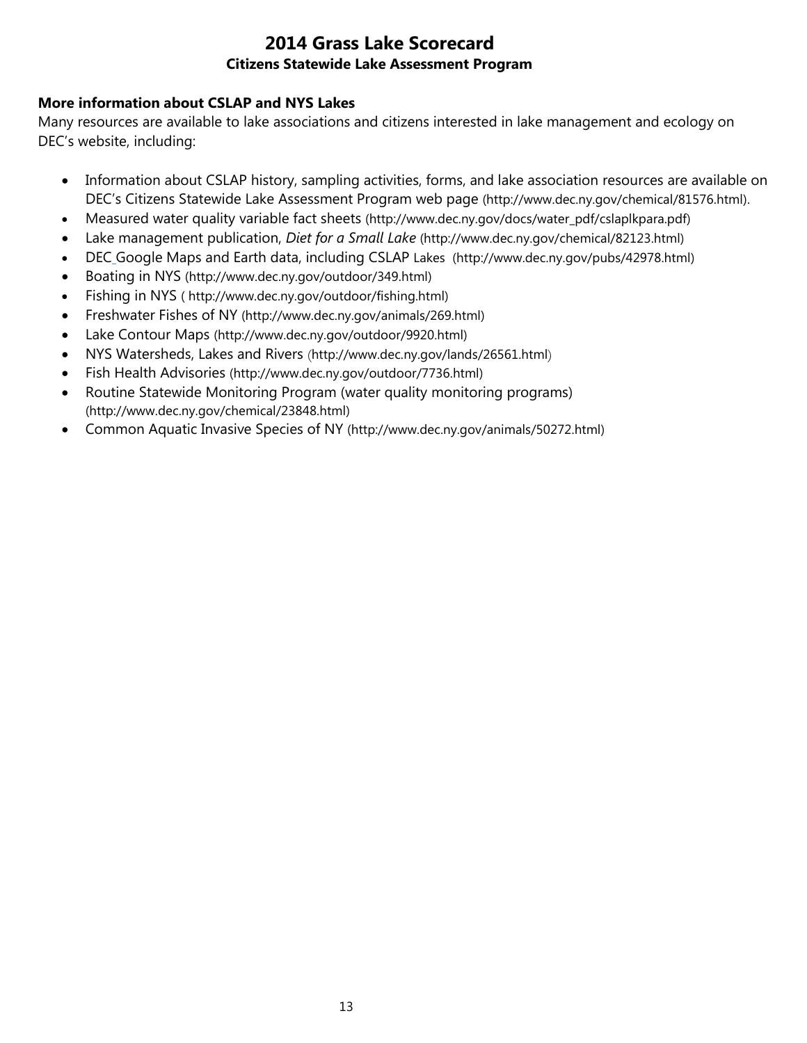# 2014 Grass Lake Scorecard

## Citizens Statewide Lake Assessment Program

**More information about CSLAP and NYS Lakes**

Many resources are available to lake associations and citizens interested in lake management and ecology on DEC's website, including:

- Information about CSLAP history, sampling activities, forms, and lake association resources are available on DEC's Citizens Statewide Lake Assessment Program web page (http://www.dec.ny.gov/chemical/81576.html).
- Measured water quality variable fact sheets (http://www.dec.ny.gov/docs/water_pdf/cslaplkpara.pdf)
- Lake management publication, *Diet for a Small Lake* (http://www.dec.ny.gov/chemical/82123.html)
- DEC Google Maps and Earth data, including CSLAP Lakes (http://www.dec.ny.gov/pubs/42978.html)
- Boating in NYS (http://www.dec.ny.gov/outdoor/349.html)
- Fishing in NYS ( http://www.dec.ny.gov/outdoor/fishing.html)
- Freshwater Fishes of NY (http://www.dec.ny.gov/animals/269.html)
- Lake Contour Maps (http://www.dec.ny.gov/outdoor/9920.html)
- NYS Watersheds, Lakes and Rivers (http://www.dec.ny.gov/lands/26561.html)
- Fish Health Advisories (http://www.dec.ny.gov/outdoor/7736.html)
- Routine Statewide Monitoring Program (water quality monitoring programs) (http://www.dec.ny.gov/chemical/23848.html)
- Common Aquatic Invasive Species of NY (http://www.dec.ny.gov/animals/50272.html)